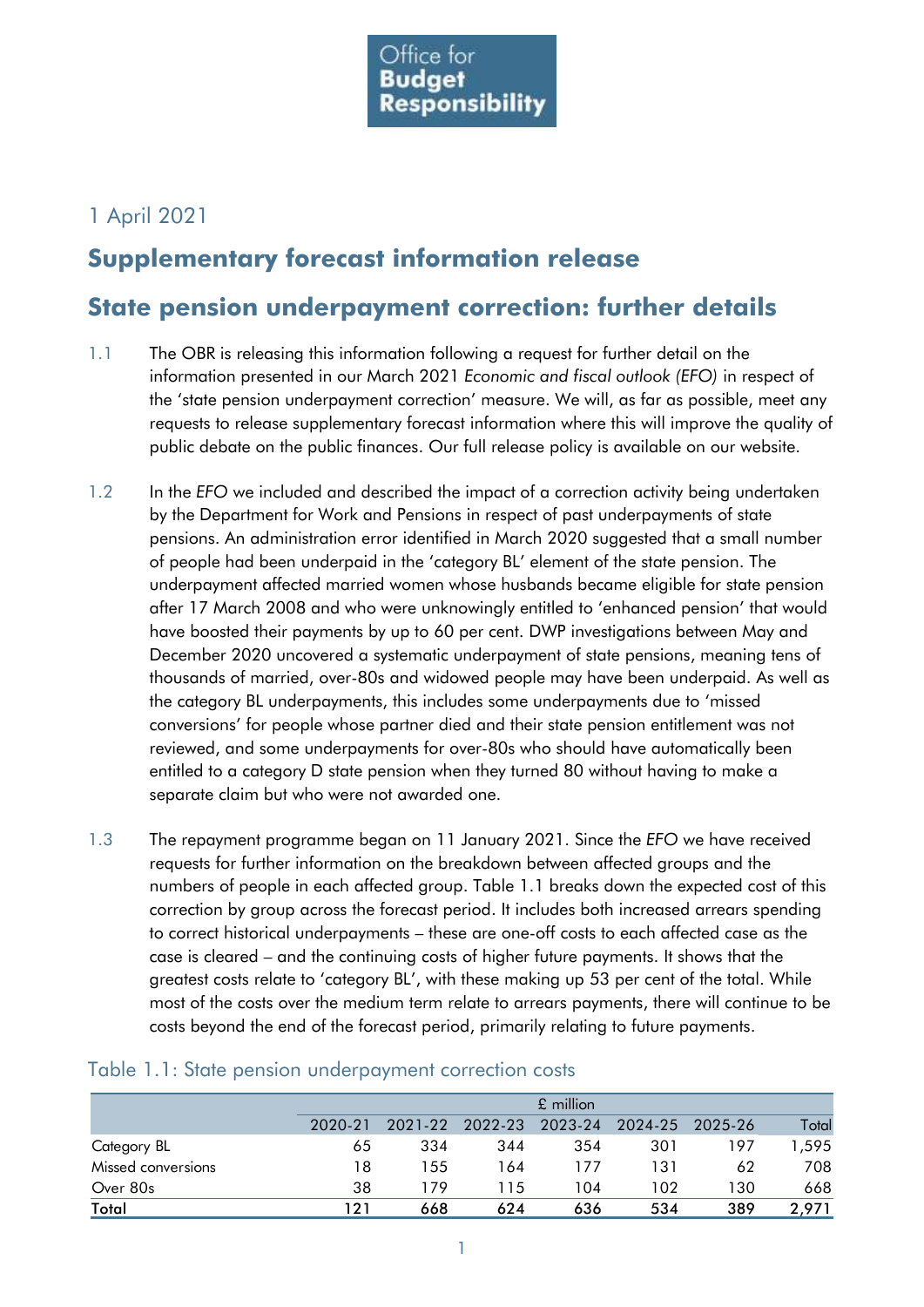Office for **Budget Responsibility**

1 April 2021

# Supplementary forecast information release

## State pension underpayment correction: further details

1.1 The OBR is releasing this information following a request for further detail on the information presented in our March 2021 *Economic and fiscal outlook (EFO)* in respect of the 'state pension underpayment correction' measure. We will, as far as possible, meet any requests to release supplementary forecast information where this will improve the quality of public debate on the public finances. Our full release policy is available on our website.

1.2 In the *EFO* we included and described the impact of a correction activity being undertaken by the Department for Work and Pensions in respect of past underpayments of state pensions. An administration error identified in March 2020 suggested that a small number of people had been underpaid in the 'category BL' element of the state pension. The underpayment affected married women whose husbands became eligible for state pension after 17 March 2008 and who were unknowingly entitled to 'enhanced pension' that would have boosted their payments by up to 60 per cent. DWP investigations between May and December 2020 uncovered a systematic underpayment of state pensions, meaning tens of thousands of married, over-80s and widowed people may have been underpaid. As well as the category BL underpayments, this includes some underpayments due to 'missed conversions' for people whose partner died and their state pension entitlement was not reviewed, and some underpayments for over-80s who should have automatically been entitled to a category D state pension when they turned 80 without having to make a separate claim but who were not awarded one.

1.3 The repayment programme began on 11 January 2021. Since the *EFO* we have received requests for further information on the breakdown between affected groups and the numbers of people in each affected group. Table 1.1 breaks down the expected cost of this correction by group across the forecast period. It includes both increased arrears spending to correct historical underpayments – these are one-off costs to each affected case as the case is cleared – and the continuing costs of higher future payments. It shows that the greatest costs relate to 'category BL', with these making up 53 per cent of the total. While most of the costs over the medium term relate to arrears payments, there will continue to be costs beyond the end of the forecast period, primarily relating to future payments.

Table 1.1: State pension underpayment correction costs

| | £ million | | | | | | |
|---|---|---|---|---|---|---|---|
| | 2020-21 | 2021-22 | 2022-23 | 2023-24 | 2024-25 | 2025-26 | Total |
| Category BL | 65 | 334 | 344 | 354 | 301 | 197 | 1,595 |
| Missed conversions | 18 | 155 | 164 | 177 | 131 | 62 | 708 |
| Over 80s | 38 | 179 | 115 | 104 | 102 | 130 | 668 |
| **Total** | **121** | **668** | **624** | **636** | **534** | **389** | **2,971** |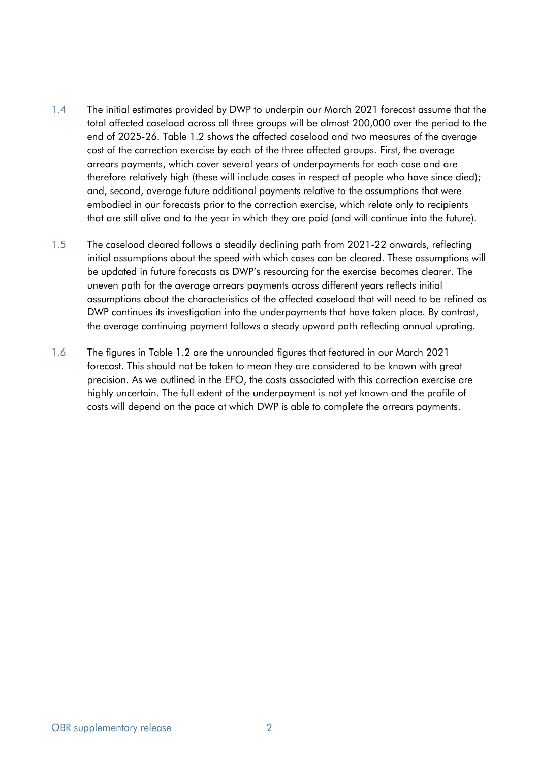1.4 The initial estimates provided by DWP to underpin our March 2021 forecast assume that the total affected caseload across all three groups will be almost 200,000 over the period to the end of 2025-26. Table 1.2 shows the affected caseload and two measures of the average cost of the correction exercise by each of the three affected groups. First, the average arrears payments, which cover several years of underpayments for each case and are therefore relatively high (these will include cases in respect of people who have since died); and, second, average future additional payments relative to the assumptions that were embodied in our forecasts prior to the correction exercise, which relate only to recipients that are still alive and to the year in which they are paid (and will continue into the future).

1.5 The caseload cleared follows a steadily declining path from 2021-22 onwards, reflecting initial assumptions about the speed with which cases can be cleared. These assumptions will be updated in future forecasts as DWP's resourcing for the exercise becomes clearer. The uneven path for the average arrears payments across different years reflects initial assumptions about the characteristics of the affected caseload that will need to be refined as DWP continues its investigation into the underpayments that have taken place. By contrast, the average continuing payment follows a steady upward path reflecting annual uprating.

1.6 The figures in Table 1.2 are the unrounded figures that featured in our March 2021 forecast. This should not be taken to mean they are considered to be known with great precision. As we outlined in the *EFO*, the costs associated with this correction exercise are highly uncertain. The full extent of the underpayment is not yet known and the profile of costs will depend on the pace at which DWP is able to complete the arrears payments.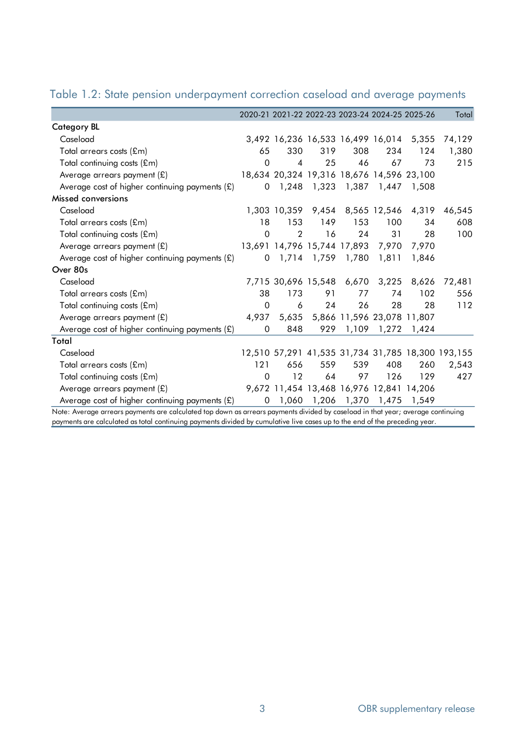## Table 1.2: State pension underpayment correction caseload and average payments

| | 2020-21 | 2021-22 | 2022-23 | 2023-24 | 2024-25 | 2025-26 | Total |
|---|---|---|---|---|---|---|---|
| **Category BL** | | | | | | | |
| Caseload | 3,492 | 16,236 | 16,533 | 16,499 | 16,014 | 5,355 | 74,129 |
| Total arrears costs (£m) | 65 | 330 | 319 | 308 | 234 | 124 | 1,380 |
| Total continuing costs (£m) | 0 | 4 | 25 | 46 | 67 | 73 | 215 |
| Average arrears payment (£) | 18,634 | 20,324 | 19,316 | 18,676 | 14,596 | 23,100 | |
| Average cost of higher continuing payments (£) | 0 | 1,248 | 1,323 | 1,387 | 1,447 | 1,508 | |
| **Missed conversions** | | | | | | | |
| Caseload | 1,303 | 10,359 | 9,454 | 8,565 | 12,546 | 4,319 | 46,545 |
| Total arrears costs (£m) | 18 | 153 | 149 | 153 | 100 | 34 | 608 |
| Total continuing costs (£m) | 0 | 2 | 16 | 24 | 31 | 28 | 100 |
| Average arrears payment (£) | 13,691 | 14,796 | 15,744 | 17,893 | 7,970 | 7,970 | |
| Average cost of higher continuing payments (£) | 0 | 1,714 | 1,759 | 1,780 | 1,811 | 1,846 | |
| **Over 80s** | | | | | | | |
| Caseload | 7,715 | 30,696 | 15,548 | 6,670 | 3,225 | 8,626 | 72,481 |
| Total arrears costs (£m) | 38 | 173 | 91 | 77 | 74 | 102 | 556 |
| Total continuing costs (£m) | 0 | 6 | 24 | 26 | 28 | 28 | 112 |
| Average arrears payment (£) | 4,937 | 5,635 | 5,866 | 11,596 | 23,078 | 11,807 | |
| Average cost of higher continuing payments (£) | 0 | 848 | 929 | 1,109 | 1,272 | 1,424 | |
| **Total** | | | | | | | |
| Caseload | 12,510 | 57,291 | 41,535 | 31,734 | 31,785 | 18,300 | 193,155 |
| Total arrears costs (£m) | 121 | 656 | 559 | 539 | 408 | 260 | 2,543 |
| Total continuing costs (£m) | 0 | 12 | 64 | 97 | 126 | 129 | 427 |
| Average arrears payment (£) | 9,672 | 11,454 | 13,468 | 16,976 | 12,841 | 14,206 | |
| Average cost of higher continuing payments (£) | 0 | 1,060 | 1,206 | 1,370 | 1,475 | 1,549 | |

Note: Average arrears payments are calculated top down as arrears payments divided by caseload in that year; average continuing payments are calculated as total continuing payments divided by cumulative live cases up to the end of the preceding year.